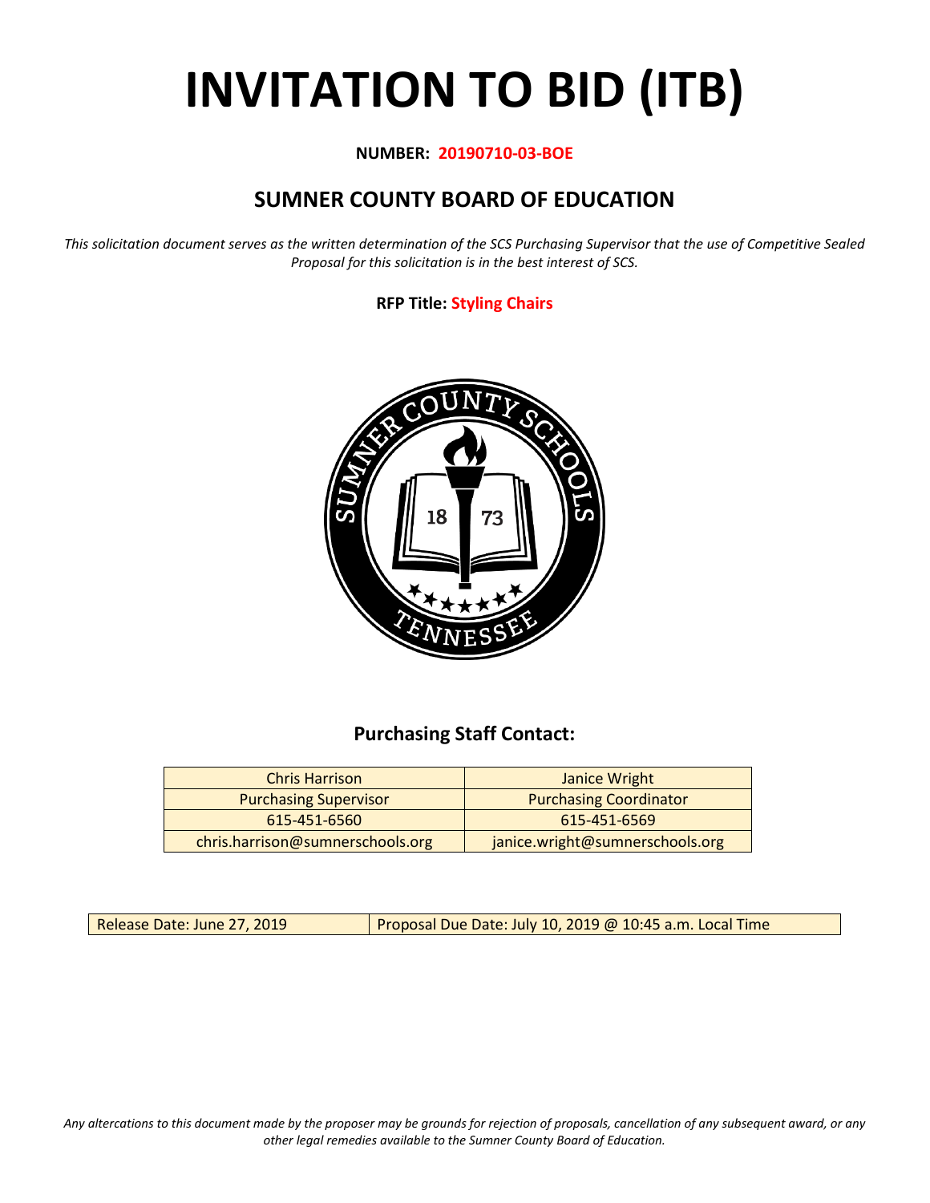# INVITATION TO BID (ITB)

**NUMBER: 20190710-03-BOE**

## SUMNER COUNTY BOARD OF EDUCATION

*This solicitation document serves as the written determination of the SCS Purchasing Supervisor that the use of Competitive Sealed Proposal for this solicitation is in the best interest of SCS.*

**RFP Title: Styling Chairs**

### Purchasing Staff Contact:

| Chris Harrison | Janice Wright |
|---|---|
| Purchasing Supervisor | Purchasing Coordinator |
| 615-451-6560 | 615-451-6569 |
| chris.harrison@sumnerschools.org | janice.wright@sumnerschools.org |

| Release Date: June 27, 2019 | Proposal Due Date: July 10, 2019 @ 10:45 a.m. Local Time |
|---|---|

*Any altercations to this document made by the proposer may be grounds for rejection of proposals, cancellation of any subsequent award, or any other legal remedies available to the Sumner County Board of Education.*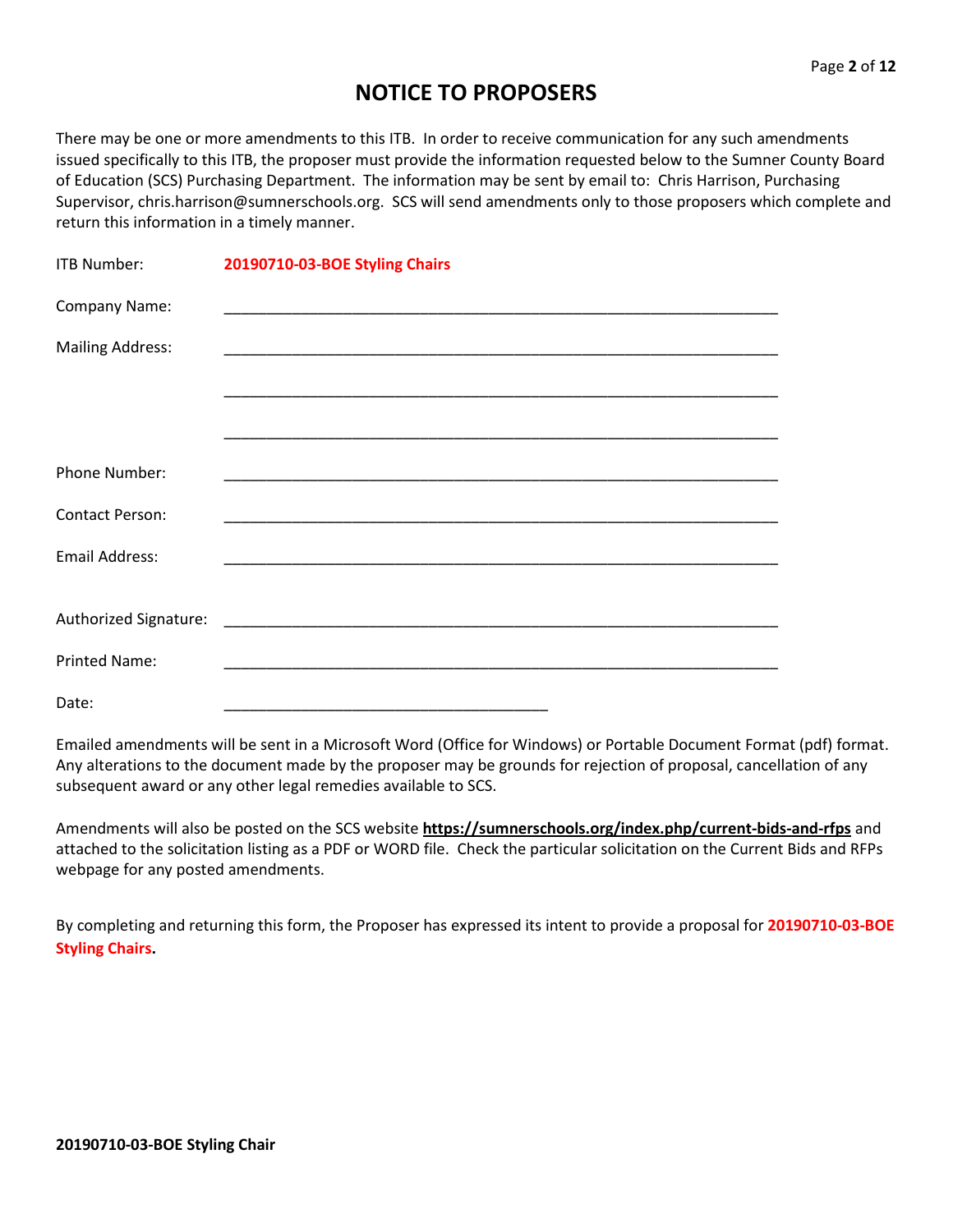# NOTICE TO PROPOSERS

There may be one or more amendments to this ITB. In order to receive communication for any such amendments issued specifically to this ITB, the proposer must provide the information requested below to the Sumner County Board of Education (SCS) Purchasing Department. The information may be sent by email to: Chris Harrison, Purchasing Supervisor, chris.harrison@sumnerschools.org. SCS will send amendments only to those proposers which complete and return this information in a timely manner.

ITB Number: **20190710-03-BOE Styling Chairs**

Company Name: ____________________________________________________________________

Mailing Address: ____________________________________________________________________

____________________________________________________________________

____________________________________________________________________

Phone Number: ____________________________________________________________________

Contact Person: ____________________________________________________________________

Email Address: ____________________________________________________________________

Authorized Signature: ____________________________________________________________________

Printed Name: ____________________________________________________________________

Date: ________________________________________

Emailed amendments will be sent in a Microsoft Word (Office for Windows) or Portable Document Format (pdf) format. Any alterations to the document made by the proposer may be grounds for rejection of proposal, cancellation of any subsequent award or any other legal remedies available to SCS.

Amendments will also be posted on the SCS website **https://sumnerschools.org/index.php/current-bids-and-rfps** and attached to the solicitation listing as a PDF or WORD file. Check the particular solicitation on the Current Bids and RFPs webpage for any posted amendments.

By completing and returning this form, the Proposer has expressed its intent to provide a proposal for **20190710-03-BOE Styling Chairs.**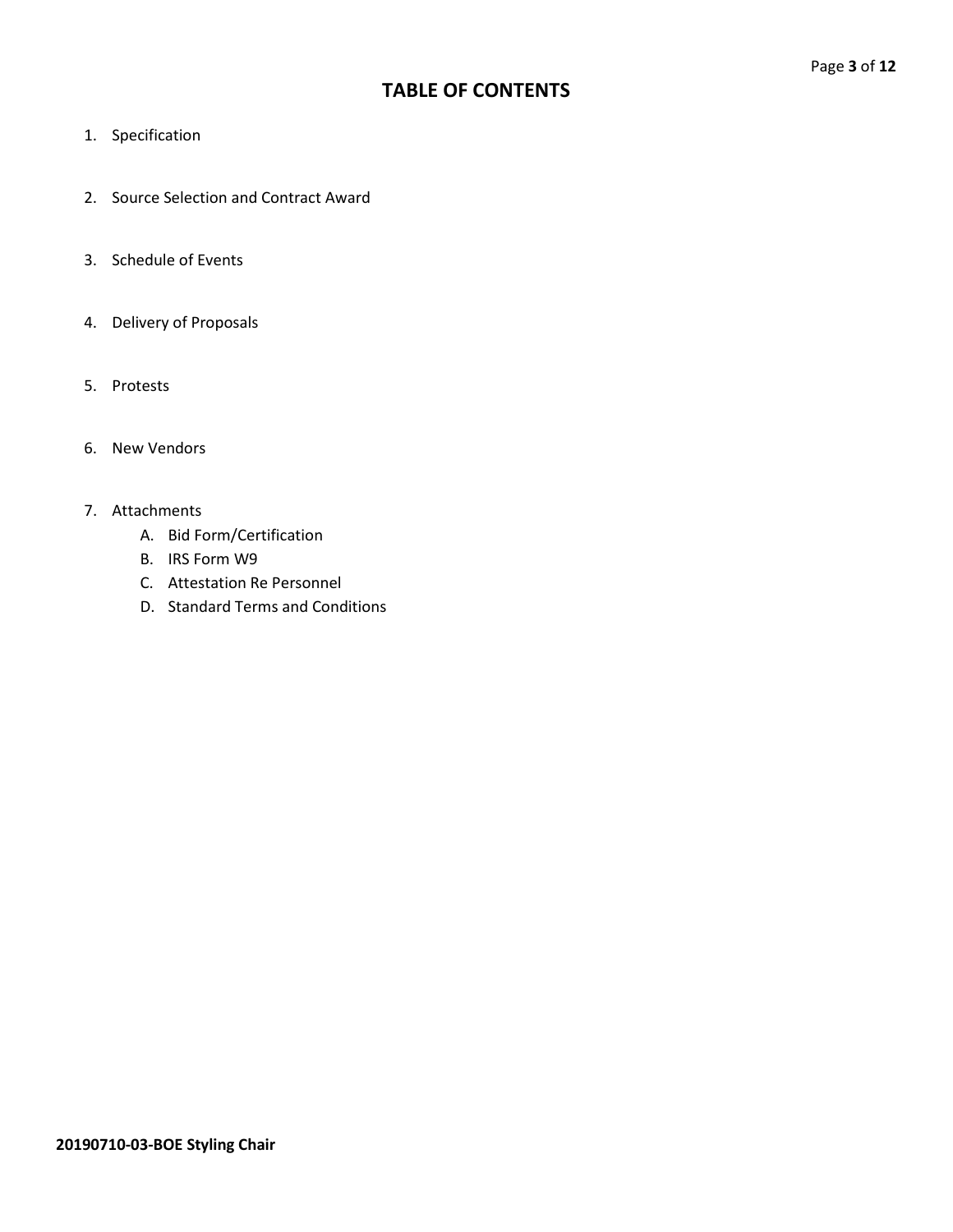# TABLE OF CONTENTS

1. Specification

2. Source Selection and Contract Award

3. Schedule of Events

4. Delivery of Proposals

5. Protests

6. New Vendors

7. Attachments
    - A. Bid Form/Certification
    - B. IRS Form W9
    - C. Attestation Re Personnel
    - D. Standard Terms and Conditions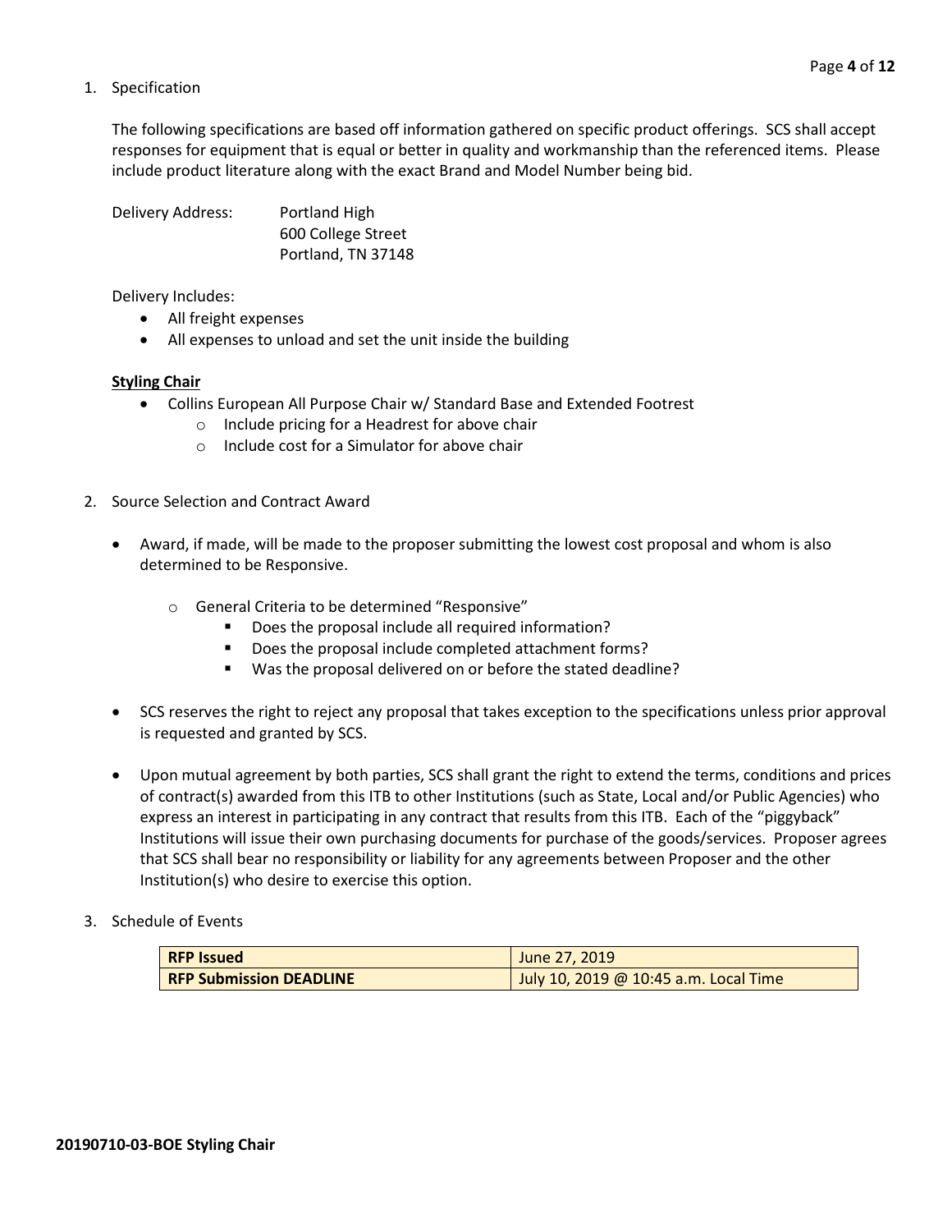1. Specification

   The following specifications are based off information gathered on specific product offerings. SCS shall accept responses for equipment that is equal or better in quality and workmanship than the referenced items. Please include product literature along with the exact Brand and Model Number being bid.

   Delivery Address: Portland High
   600 College Street
   Portland, TN 37148

   Delivery Includes:

   - All freight expenses
   - All expenses to unload and set the unit inside the building

   **Styling Chair**

   - Collins European All Purpose Chair w/ Standard Base and Extended Footrest
     - Include pricing for a Headrest for above chair
     - Include cost for a Simulator for above chair

2. Source Selection and Contract Award

   - Award, if made, will be made to the proposer submitting the lowest cost proposal and whom is also determined to be Responsive.
     - General Criteria to be determined "Responsive"
       - Does the proposal include all required information?
       - Does the proposal include completed attachment forms?
       - Was the proposal delivered on or before the stated deadline?
   - SCS reserves the right to reject any proposal that takes exception to the specifications unless prior approval is requested and granted by SCS.
   - Upon mutual agreement by both parties, SCS shall grant the right to extend the terms, conditions and prices of contract(s) awarded from this ITB to other Institutions (such as State, Local and/or Public Agencies) who express an interest in participating in any contract that results from this ITB. Each of the "piggyback" Institutions will issue their own purchasing documents for purchase of the goods/services. Proposer agrees that SCS shall bear no responsibility or liability for any agreements between Proposer and the other Institution(s) who desire to exercise this option.

3. Schedule of Events

| **RFP Issued** | June 27, 2019 |
|---|---|
| **RFP Submission DEADLINE** | July 10, 2019 @ 10:45 a.m. Local Time |

**20190710-03-BOE Styling Chair**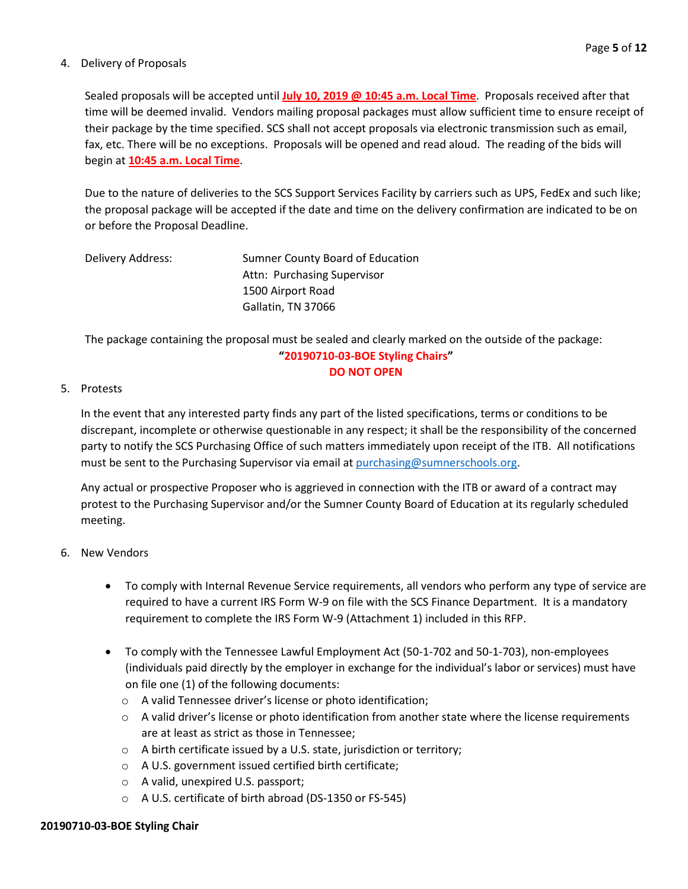4. Delivery of Proposals

   Sealed proposals will be accepted until **July 10, 2019 @ 10:45 a.m. Local Time**. Proposals received after that time will be deemed invalid. Vendors mailing proposal packages must allow sufficient time to ensure receipt of their package by the time specified. SCS shall not accept proposals via electronic transmission such as email, fax, etc. There will be no exceptions. Proposals will be opened and read aloud. The reading of the bids will begin at **10:45 a.m. Local Time**.

   Due to the nature of deliveries to the SCS Support Services Facility by carriers such as UPS, FedEx and such like; the proposal package will be accepted if the date and time on the delivery confirmation are indicated to be on or before the Proposal Deadline.

   Delivery Address: Sumner County Board of Education
   Attn: Purchasing Supervisor
   1500 Airport Road
   Gallatin, TN 37066

   The package containing the proposal must be sealed and clearly marked on the outside of the package:

   **"20190710-03-BOE Styling Chairs"**
   **DO NOT OPEN**

5. Protests

   In the event that any interested party finds any part of the listed specifications, terms or conditions to be discrepant, incomplete or otherwise questionable in any respect; it shall be the responsibility of the concerned party to notify the SCS Purchasing Office of such matters immediately upon receipt of the ITB. All notifications must be sent to the Purchasing Supervisor via email at purchasing@sumnerschools.org.

   Any actual or prospective Proposer who is aggrieved in connection with the ITB or award of a contract may protest to the Purchasing Supervisor and/or the Sumner County Board of Education at its regularly scheduled meeting.

6. New Vendors

   - To comply with Internal Revenue Service requirements, all vendors who perform any type of service are required to have a current IRS Form W-9 on file with the SCS Finance Department. It is a mandatory requirement to complete the IRS Form W-9 (Attachment 1) included in this RFP.
   - To comply with the Tennessee Lawful Employment Act (50-1-702 and 50-1-703), non-employees (individuals paid directly by the employer in exchange for the individual's labor or services) must have on file one (1) of the following documents:
     - A valid Tennessee driver's license or photo identification;
     - A valid driver's license or photo identification from another state where the license requirements are at least as strict as those in Tennessee;
     - A birth certificate issued by a U.S. state, jurisdiction or territory;
     - A U.S. government issued certified birth certificate;
     - A valid, unexpired U.S. passport;
     - A U.S. certificate of birth abroad (DS-1350 or FS-545)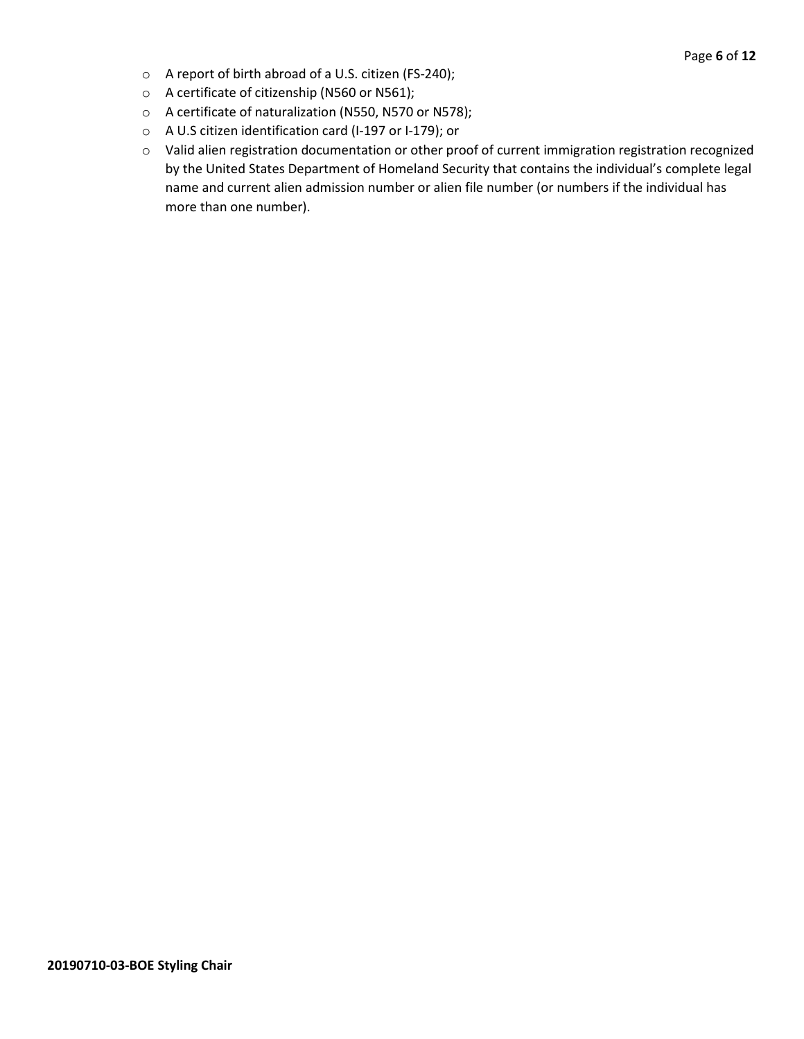- A report of birth abroad of a U.S. citizen (FS-240);
- A certificate of citizenship (N560 or N561);
- A certificate of naturalization (N550, N570 or N578);
- A U.S citizen identification card (I-197 or I-179); or
- Valid alien registration documentation or other proof of current immigration registration recognized by the United States Department of Homeland Security that contains the individual's complete legal name and current alien admission number or alien file number (or numbers if the individual has more than one number).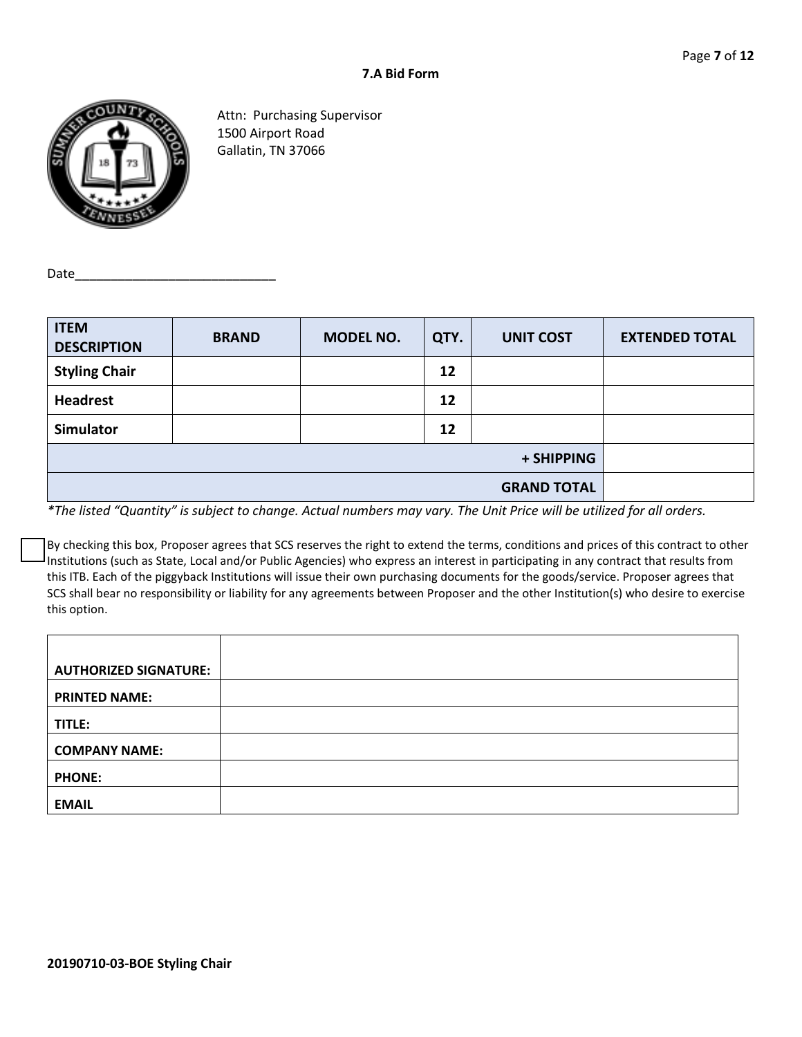## 7.A Bid Form

Attn: Purchasing Supervisor
1500 Airport Road
Gallatin, TN 37066

Date_____________________________

| ITEM DESCRIPTION | BRAND | MODEL NO. | QTY. | UNIT COST | EXTENDED TOTAL |
|---|---|---|---|---|---|
| **Styling Chair** | | | **12** | | |
| **Headrest** | | | **12** | | |
| **Simulator** | | | **12** | | |
| | | | | **+ SHIPPING** | |
| | | | | **GRAND TOTAL** | |

*\*The listed "Quantity" is subject to change. Actual numbers may vary. The Unit Price will be utilized for all orders.*

☐ By checking this box, Proposer agrees that SCS reserves the right to extend the terms, conditions and prices of this contract to other Institutions (such as State, Local and/or Public Agencies) who express an interest in participating in any contract that results from this ITB. Each of the piggyback Institutions will issue their own purchasing documents for the goods/service. Proposer agrees that SCS shall bear no responsibility or liability for any agreements between Proposer and the other Institution(s) who desire to exercise this option.

| | |
|---|---|
| **AUTHORIZED SIGNATURE:** | |
| **PRINTED NAME:** | |
| **TITLE:** | |
| **COMPANY NAME:** | |
| **PHONE:** | |
| **EMAIL** | |

**20190710-03-BOE Styling Chair**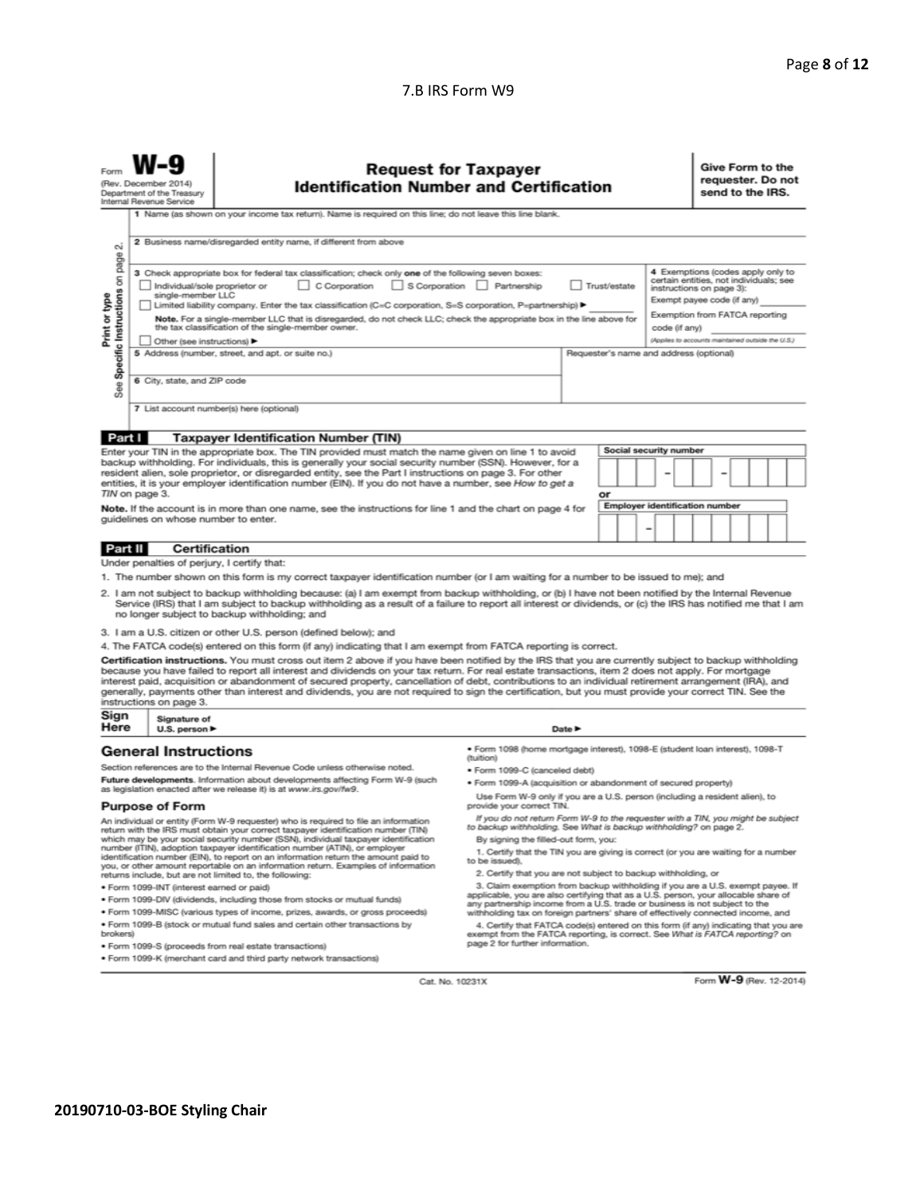7.B IRS Form W9

Form **W-9**
(Rev. December 2014)
Department of the Treasury
Internal Revenue Service

# Request for Taxpayer Identification Number and Certification

**Give Form to the requester. Do not send to the IRS.**

Print or type
See Specific Instructions on page 2.

1 Name (as shown on your income tax return). Name is required on this line; do not leave this line blank.

2 Business name/disregarded entity name, if different from above

3 Check appropriate box for federal tax classification; check only **one** of the following seven boxes:

- ☐ Individual/sole proprietor or single-member LLC
- ☐ C Corporation
- ☐ S Corporation
- ☐ Partnership
- ☐ Trust/estate
- ☐ Limited liability company. Enter the tax classification (C=C corporation, S=S corporation, P=partnership) ▶ ________

**Note.** For a single-member LLC that is disregarded, do not check LLC; check the appropriate box in the line above for the tax classification of the single-member owner.

- ☐ Other (see instructions) ▶

4 Exemptions (codes apply only to certain entities, not individuals; see instructions on page 3):

Exempt payee code (if any) ________

Exemption from FATCA reporting code (if any)

*(Applies to accounts maintained outside the U.S.)*

5 Address (number, street, and apt. or suite no.)

Requester's name and address (optional)

6 City, state, and ZIP code

7 List account number(s) here (optional)

## Part I Taxpayer Identification Number (TIN)

Enter your TIN in the appropriate box. The TIN provided must match the name given on line 1 to avoid backup withholding. For individuals, this is generally your social security number (SSN). However, for a resident alien, sole proprietor, or disregarded entity, see the Part I instructions on page 3. For other entities, it is your employer identification number (EIN). If you do not have a number, see *How to get a TIN* on page 3.

**Note.** If the account is in more than one name, see the instructions for line 1 and the chart on page 4 for guidelines on whose number to enter.

Social security number
☐☐☐ – ☐☐ – ☐☐☐☐

or

Employer identification number
☐☐ – ☐☐☐☐☐☐☐

## Part II Certification

Under penalties of perjury, I certify that:

1. The number shown on this form is my correct taxpayer identification number (or I am waiting for a number to be issued to me); and
2. I am not subject to backup withholding because: (a) I am exempt from backup withholding, or (b) I have not been notified by the Internal Revenue Service (IRS) that I am subject to backup withholding as a result of a failure to report all interest or dividends, or (c) the IRS has notified me that I am no longer subject to backup withholding; and
3. I am a U.S. citizen or other U.S. person (defined below); and
4. The FATCA code(s) entered on this form (if any) indicating that I am exempt from FATCA reporting is correct.

**Certification instructions.** You must cross out item 2 above if you have been notified by the IRS that you are currently subject to backup withholding because you have failed to report all interest and dividends on your tax return. For real estate transactions, item 2 does not apply. For mortgage interest paid, acquisition or abandonment of secured property, cancellation of debt, contributions to an individual retirement arrangement (IRA), and generally, payments other than interest and dividends, you are not required to sign the certification, but you must provide your correct TIN. See the instructions on page 3.

**Sign Here** Signature of U.S. person ▶ Date ▶

## General Instructions

Section references are to the Internal Revenue Code unless otherwise noted.

**Future developments.** Information about developments affecting Form W-9 (such as legislation enacted after we release it) is at *www.irs.gov/fw9*.

### Purpose of Form

An individual or entity (Form W-9 requester) who is required to file an information return with the IRS must obtain your correct taxpayer identification number (TIN) which may be your social security number (SSN), individual taxpayer identification number (ITIN), adoption taxpayer identification number (ATIN), or employer identification number (EIN), to report on an information return the amount paid to you, or other amount reportable on an information return. Examples of information returns include, but are not limited to, the following:

- Form 1099-INT (interest earned or paid)
- Form 1099-DIV (dividends, including those from stocks or mutual funds)
- Form 1099-MISC (various types of income, prizes, awards, or gross proceeds)
- Form 1099-B (stock or mutual fund sales and certain other transactions by brokers)
- Form 1099-S (proceeds from real estate transactions)
- Form 1099-K (merchant card and third party network transactions)
- Form 1098 (home mortgage interest), 1098-E (student loan interest), 1098-T (tuition)
- Form 1099-C (canceled debt)
- Form 1099-A (acquisition or abandonment of secured property)

Use Form W-9 only if you are a U.S. person (including a resident alien), to provide your correct TIN.

*If you do not return Form W-9 to the requester with a TIN, you might be subject to backup withholding. See What is backup withholding? on page 2.*

By signing the filled-out form, you:

1. Certify that the TIN you are giving is correct (or you are waiting for a number to be issued),
2. Certify that you are not subject to backup withholding, or
3. Claim exemption from backup withholding if you are a U.S. exempt payee. If applicable, you are also certifying that as a U.S. person, your allocable share of any partnership income from a U.S. trade or business is not subject to the withholding tax on foreign partners' share of effectively connected income, and
4. Certify that FATCA code(s) entered on this form (if any) indicating that you are exempt from the FATCA reporting, is correct. See *What is FATCA reporting?* on page 2 for further information.

Cat. No. 10231X

Form **W-9** (Rev. 12-2014)

**20190710-03-BOE Styling Chair**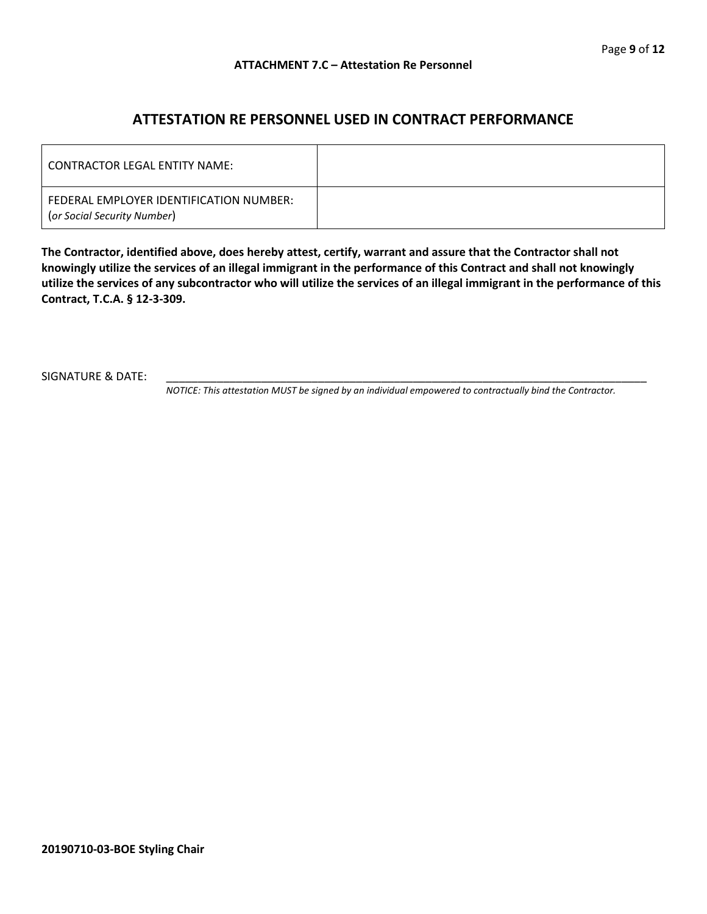**ATTACHMENT 7.C – Attestation Re Personnel**

## ATTESTATION RE PERSONNEL USED IN CONTRACT PERFORMANCE

| CONTRACTOR LEGAL ENTITY NAME: | |
|---|---|
| FEDERAL EMPLOYER IDENTIFICATION NUMBER: (*or Social Security Number*) | |

**The Contractor, identified above, does hereby attest, certify, warrant and assure that the Contractor shall not knowingly utilize the services of an illegal immigrant in the performance of this Contract and shall not knowingly utilize the services of any subcontractor who will utilize the services of an illegal immigrant in the performance of this Contract, T.C.A. § 12-3-309.**

SIGNATURE & DATE: ___________________________________________________________________________________

*NOTICE: This attestation MUST be signed by an individual empowered to contractually bind the Contractor.*

**20190710-03-BOE Styling Chair**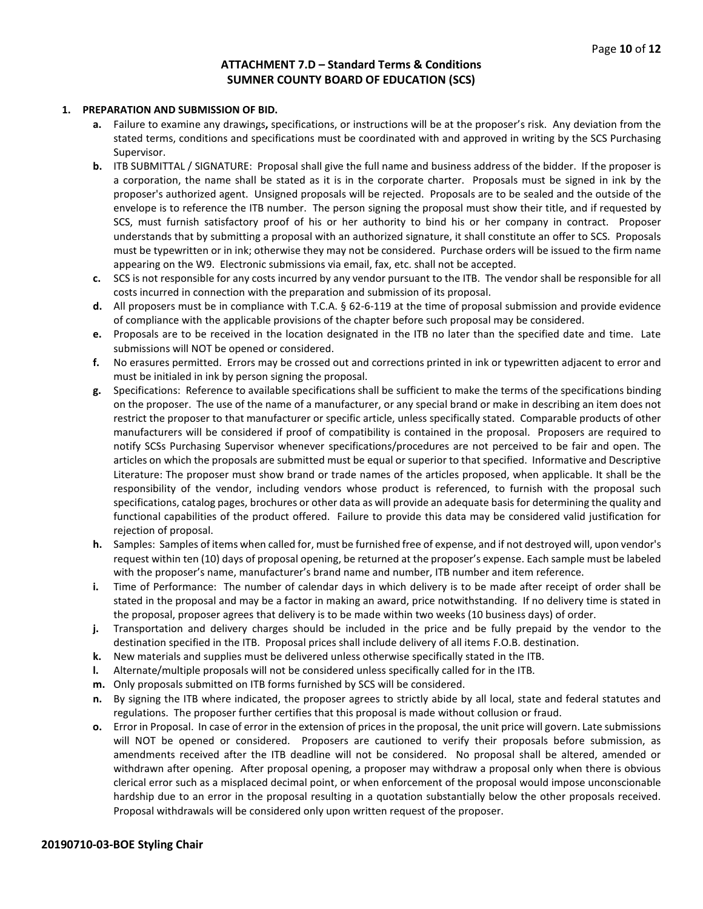# ATTACHMENT 7.D – Standard Terms & Conditions
# SUMNER COUNTY BOARD OF EDUCATION (SCS)

**1. PREPARATION AND SUBMISSION OF BID.**

- **a.** Failure to examine any drawings**,** specifications, or instructions will be at the proposer's risk. Any deviation from the stated terms, conditions and specifications must be coordinated with and approved in writing by the SCS Purchasing Supervisor.
- **b.** ITB SUBMITTAL / SIGNATURE: Proposal shall give the full name and business address of the bidder. If the proposer is a corporation, the name shall be stated as it is in the corporate charter. Proposals must be signed in ink by the proposer's authorized agent. Unsigned proposals will be rejected. Proposals are to be sealed and the outside of the envelope is to reference the ITB number. The person signing the proposal must show their title, and if requested by SCS, must furnish satisfactory proof of his or her authority to bind his or her company in contract. Proposer understands that by submitting a proposal with an authorized signature, it shall constitute an offer to SCS. Proposals must be typewritten or in ink; otherwise they may not be considered. Purchase orders will be issued to the firm name appearing on the W9. Electronic submissions via email, fax, etc. shall not be accepted.
- **c.** SCS is not responsible for any costs incurred by any vendor pursuant to the ITB. The vendor shall be responsible for all costs incurred in connection with the preparation and submission of its proposal.
- **d.** All proposers must be in compliance with T.C.A. § 62-6-119 at the time of proposal submission and provide evidence of compliance with the applicable provisions of the chapter before such proposal may be considered.
- **e.** Proposals are to be received in the location designated in the ITB no later than the specified date and time. Late submissions will NOT be opened or considered.
- **f.** No erasures permitted. Errors may be crossed out and corrections printed in ink or typewritten adjacent to error and must be initialed in ink by person signing the proposal.
- **g.** Specifications: Reference to available specifications shall be sufficient to make the terms of the specifications binding on the proposer. The use of the name of a manufacturer, or any special brand or make in describing an item does not restrict the proposer to that manufacturer or specific article, unless specifically stated. Comparable products of other manufacturers will be considered if proof of compatibility is contained in the proposal. Proposers are required to notify SCSs Purchasing Supervisor whenever specifications/procedures are not perceived to be fair and open. The articles on which the proposals are submitted must be equal or superior to that specified. Informative and Descriptive Literature: The proposer must show brand or trade names of the articles proposed, when applicable. It shall be the responsibility of the vendor, including vendors whose product is referenced, to furnish with the proposal such specifications, catalog pages, brochures or other data as will provide an adequate basis for determining the quality and functional capabilities of the product offered. Failure to provide this data may be considered valid justification for rejection of proposal.
- **h.** Samples: Samples of items when called for, must be furnished free of expense, and if not destroyed will, upon vendor's request within ten (10) days of proposal opening, be returned at the proposer's expense. Each sample must be labeled with the proposer's name, manufacturer's brand name and number, ITB number and item reference.
- **i.** Time of Performance: The number of calendar days in which delivery is to be made after receipt of order shall be stated in the proposal and may be a factor in making an award, price notwithstanding. If no delivery time is stated in the proposal, proposer agrees that delivery is to be made within two weeks (10 business days) of order.
- **j.** Transportation and delivery charges should be included in the price and be fully prepaid by the vendor to the destination specified in the ITB. Proposal prices shall include delivery of all items F.O.B. destination.
- **k.** New materials and supplies must be delivered unless otherwise specifically stated in the ITB.
- **l.** Alternate/multiple proposals will not be considered unless specifically called for in the ITB.
- **m.** Only proposals submitted on ITB forms furnished by SCS will be considered.
- **n.** By signing the ITB where indicated, the proposer agrees to strictly abide by all local, state and federal statutes and regulations. The proposer further certifies that this proposal is made without collusion or fraud.
- **o.** Error in Proposal. In case of error in the extension of prices in the proposal, the unit price will govern. Late submissions will NOT be opened or considered. Proposers are cautioned to verify their proposals before submission, as amendments received after the ITB deadline will not be considered. No proposal shall be altered, amended or withdrawn after opening. After proposal opening, a proposer may withdraw a proposal only when there is obvious clerical error such as a misplaced decimal point, or when enforcement of the proposal would impose unconscionable hardship due to an error in the proposal resulting in a quotation substantially below the other proposals received. Proposal withdrawals will be considered only upon written request of the proposer.

**20190710-03-BOE Styling Chair**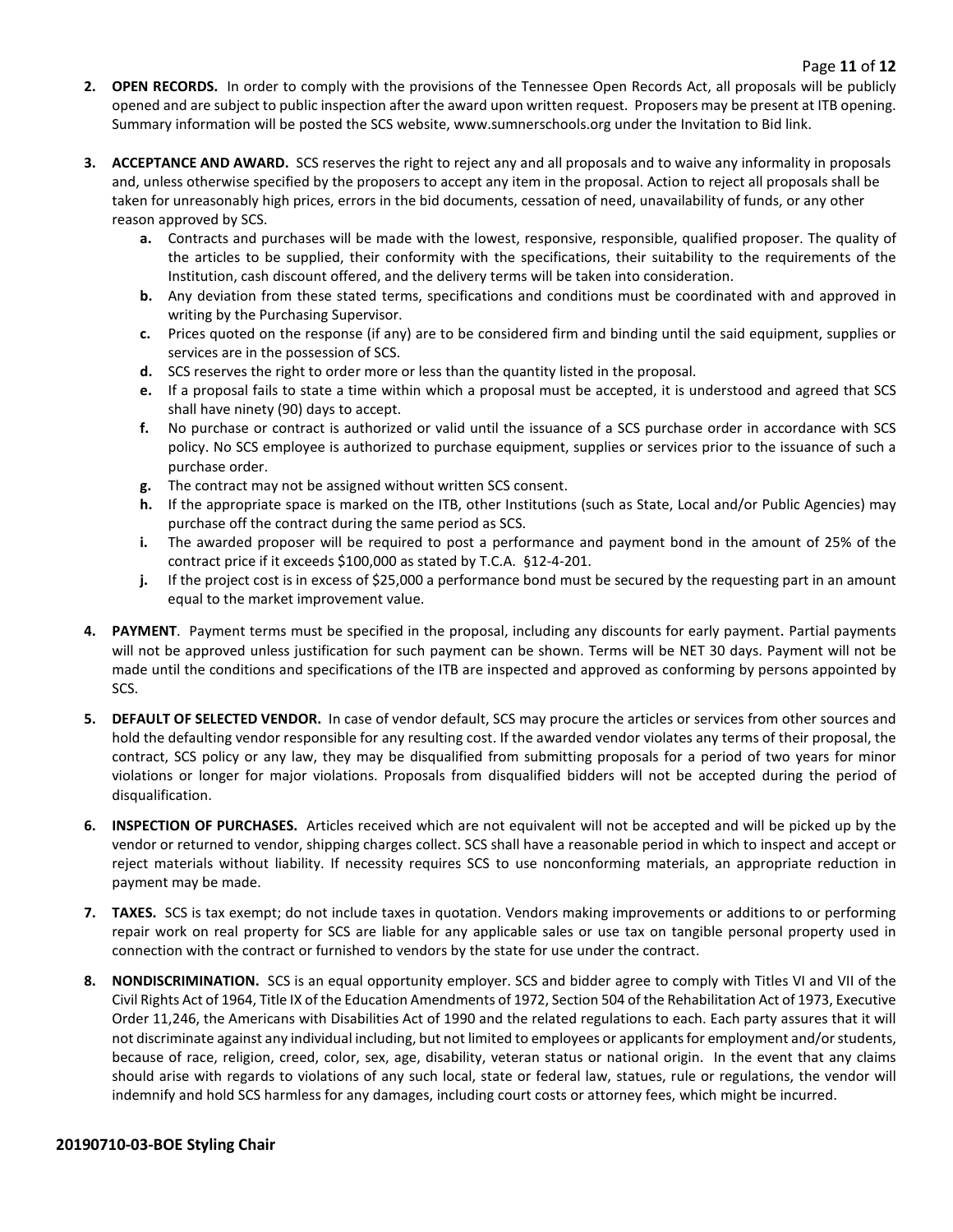2. **OPEN RECORDS.** In order to comply with the provisions of the Tennessee Open Records Act, all proposals will be publicly opened and are subject to public inspection after the award upon written request. Proposers may be present at ITB opening. Summary information will be posted the SCS website, www.sumnerschools.org under the Invitation to Bid link.

3. **ACCEPTANCE AND AWARD.** SCS reserves the right to reject any and all proposals and to waive any informality in proposals and, unless otherwise specified by the proposers to accept any item in the proposal. Action to reject all proposals shall be taken for unreasonably high prices, errors in the bid documents, cessation of need, unavailability of funds, or any other reason approved by SCS.
   - **a.** Contracts and purchases will be made with the lowest, responsive, responsible, qualified proposer. The quality of the articles to be supplied, their conformity with the specifications, their suitability to the requirements of the Institution, cash discount offered, and the delivery terms will be taken into consideration.
   - **b.** Any deviation from these stated terms, specifications and conditions must be coordinated with and approved in writing by the Purchasing Supervisor.
   - **c.** Prices quoted on the response (if any) are to be considered firm and binding until the said equipment, supplies or services are in the possession of SCS.
   - **d.** SCS reserves the right to order more or less than the quantity listed in the proposal.
   - **e.** If a proposal fails to state a time within which a proposal must be accepted, it is understood and agreed that SCS shall have ninety (90) days to accept.
   - **f.** No purchase or contract is authorized or valid until the issuance of a SCS purchase order in accordance with SCS policy. No SCS employee is authorized to purchase equipment, supplies or services prior to the issuance of such a purchase order.
   - **g.** The contract may not be assigned without written SCS consent.
   - **h.** If the appropriate space is marked on the ITB, other Institutions (such as State, Local and/or Public Agencies) may purchase off the contract during the same period as SCS.
   - **i.** The awarded proposer will be required to post a performance and payment bond in the amount of 25% of the contract price if it exceeds $100,000 as stated by T.C.A. §12-4-201.
   - **j.** If the project cost is in excess of $25,000 a performance bond must be secured by the requesting part in an amount equal to the market improvement value.

4. **PAYMENT**. Payment terms must be specified in the proposal, including any discounts for early payment. Partial payments will not be approved unless justification for such payment can be shown. Terms will be NET 30 days. Payment will not be made until the conditions and specifications of the ITB are inspected and approved as conforming by persons appointed by SCS.

5. **DEFAULT OF SELECTED VENDOR.** In case of vendor default, SCS may procure the articles or services from other sources and hold the defaulting vendor responsible for any resulting cost. If the awarded vendor violates any terms of their proposal, the contract, SCS policy or any law, they may be disqualified from submitting proposals for a period of two years for minor violations or longer for major violations. Proposals from disqualified bidders will not be accepted during the period of disqualification.

6. **INSPECTION OF PURCHASES.** Articles received which are not equivalent will not be accepted and will be picked up by the vendor or returned to vendor, shipping charges collect. SCS shall have a reasonable period in which to inspect and accept or reject materials without liability. If necessity requires SCS to use nonconforming materials, an appropriate reduction in payment may be made.

7. **TAXES.** SCS is tax exempt; do not include taxes in quotation. Vendors making improvements or additions to or performing repair work on real property for SCS are liable for any applicable sales or use tax on tangible personal property used in connection with the contract or furnished to vendors by the state for use under the contract.

8. **NONDISCRIMINATION.** SCS is an equal opportunity employer. SCS and bidder agree to comply with Titles VI and VII of the Civil Rights Act of 1964, Title IX of the Education Amendments of 1972, Section 504 of the Rehabilitation Act of 1973, Executive Order 11,246, the Americans with Disabilities Act of 1990 and the related regulations to each. Each party assures that it will not discriminate against any individual including, but not limited to employees or applicants for employment and/or students, because of race, religion, creed, color, sex, age, disability, veteran status or national origin. In the event that any claims should arise with regards to violations of any such local, state or federal law, statues, rule or regulations, the vendor will indemnify and hold SCS harmless for any damages, including court costs or attorney fees, which might be incurred.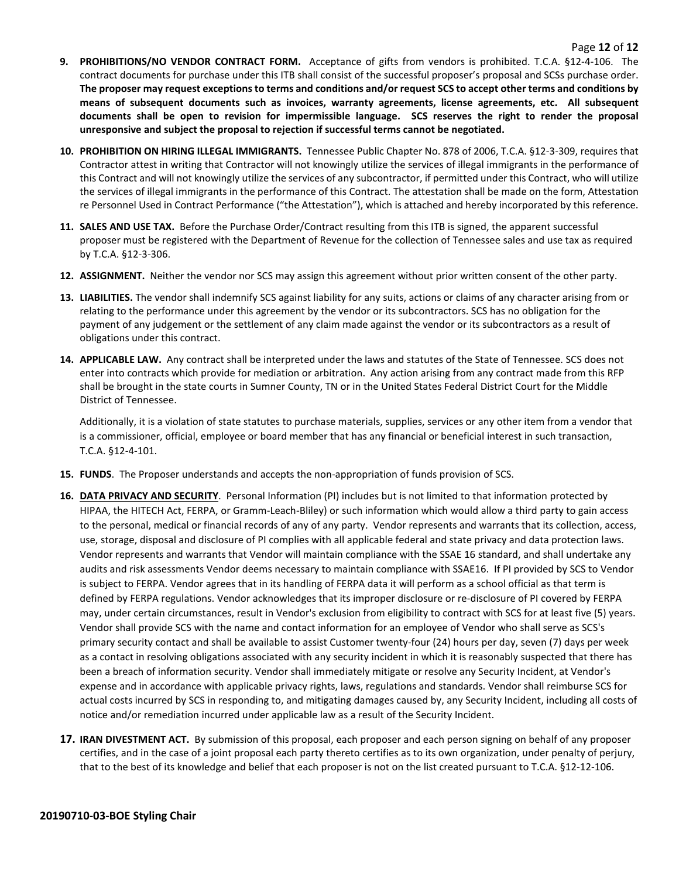9. **PROHIBITIONS/NO VENDOR CONTRACT FORM.** Acceptance of gifts from vendors is prohibited. T.C.A. §12-4-106. The contract documents for purchase under this ITB shall consist of the successful proposer's proposal and SCSs purchase order. **The proposer may request exceptions to terms and conditions and/or request SCS to accept other terms and conditions by means of subsequent documents such as invoices, warranty agreements, license agreements, etc. All subsequent documents shall be open to revision for impermissible language. SCS reserves the right to render the proposal unresponsive and subject the proposal to rejection if successful terms cannot be negotiated.**

10. **PROHIBITION ON HIRING ILLEGAL IMMIGRANTS.** Tennessee Public Chapter No. 878 of 2006, T.C.A. §12-3-309, requires that Contractor attest in writing that Contractor will not knowingly utilize the services of illegal immigrants in the performance of this Contract and will not knowingly utilize the services of any subcontractor, if permitted under this Contract, who will utilize the services of illegal immigrants in the performance of this Contract. The attestation shall be made on the form, Attestation re Personnel Used in Contract Performance ("the Attestation"), which is attached and hereby incorporated by this reference.

11. **SALES AND USE TAX.** Before the Purchase Order/Contract resulting from this ITB is signed, the apparent successful proposer must be registered with the Department of Revenue for the collection of Tennessee sales and use tax as required by T.C.A. §12-3-306.

12. **ASSIGNMENT.** Neither the vendor nor SCS may assign this agreement without prior written consent of the other party.

13. **LIABILITIES.** The vendor shall indemnify SCS against liability for any suits, actions or claims of any character arising from or relating to the performance under this agreement by the vendor or its subcontractors. SCS has no obligation for the payment of any judgement or the settlement of any claim made against the vendor or its subcontractors as a result of obligations under this contract.

14. **APPLICABLE LAW.** Any contract shall be interpreted under the laws and statutes of the State of Tennessee. SCS does not enter into contracts which provide for mediation or arbitration. Any action arising from any contract made from this RFP shall be brought in the state courts in Sumner County, TN or in the United States Federal District Court for the Middle District of Tennessee.

    Additionally, it is a violation of state statutes to purchase materials, supplies, services or any other item from a vendor that is a commissioner, official, employee or board member that has any financial or beneficial interest in such transaction, T.C.A. §12-4-101.

15. **FUNDS**. The Proposer understands and accepts the non-appropriation of funds provision of SCS.

16. **<u>DATA PRIVACY AND SECURITY</u>**. Personal Information (PI) includes but is not limited to that information protected by HIPAA, the HITECH Act, FERPA, or Gramm-Leach-Bliley) or such information which would allow a third party to gain access to the personal, medical or financial records of any of any party. Vendor represents and warrants that its collection, access, use, storage, disposal and disclosure of PI complies with all applicable federal and state privacy and data protection laws. Vendor represents and warrants that Vendor will maintain compliance with the SSAE 16 standard, and shall undertake any audits and risk assessments Vendor deems necessary to maintain compliance with SSAE16. If PI provided by SCS to Vendor is subject to FERPA. Vendor agrees that in its handling of FERPA data it will perform as a school official as that term is defined by FERPA regulations. Vendor acknowledges that its improper disclosure or re-disclosure of PI covered by FERPA may, under certain circumstances, result in Vendor's exclusion from eligibility to contract with SCS for at least five (5) years. Vendor shall provide SCS with the name and contact information for an employee of Vendor who shall serve as SCS's primary security contact and shall be available to assist Customer twenty-four (24) hours per day, seven (7) days per week as a contact in resolving obligations associated with any security incident in which it is reasonably suspected that there has been a breach of information security. Vendor shall immediately mitigate or resolve any Security Incident, at Vendor's expense and in accordance with applicable privacy rights, laws, regulations and standards. Vendor shall reimburse SCS for actual costs incurred by SCS in responding to, and mitigating damages caused by, any Security Incident, including all costs of notice and/or remediation incurred under applicable law as a result of the Security Incident.

17. **IRAN DIVESTMENT ACT.** By submission of this proposal, each proposer and each person signing on behalf of any proposer certifies, and in the case of a joint proposal each party thereto certifies as to its own organization, under penalty of perjury, that to the best of its knowledge and belief that each proposer is not on the list created pursuant to T.C.A. §12-12-106.